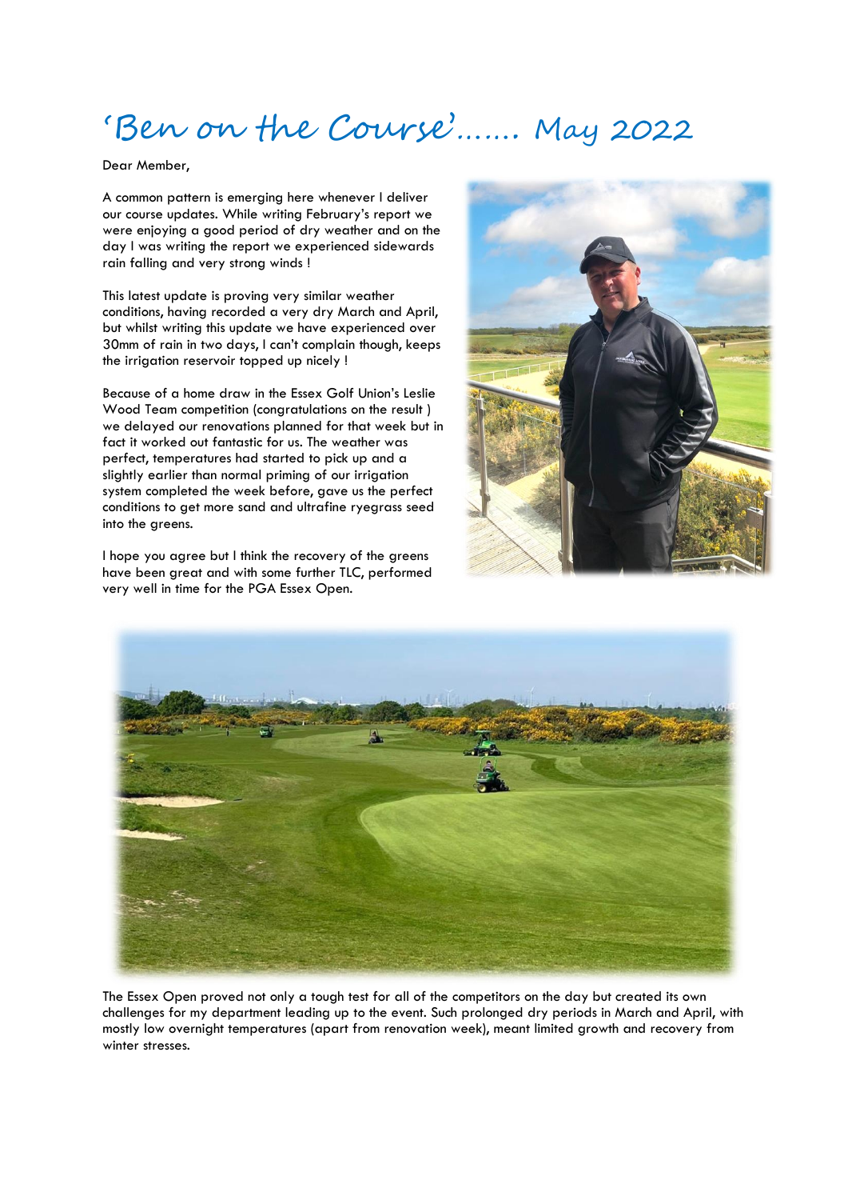# 'Ben on the Course'…… May 2022

Dear Member,

A common pattern is emerging here whenever I deliver our course updates. While writing February's report we were enjoying a good period of dry weather and on the day I was writing the report we experienced sidewards rain falling and very strong winds !

This latest update is proving very similar weather conditions, having recorded a very dry March and April, but whilst writing this update we have experienced over 30mm of rain in two days, I can't complain though, keeps the irrigation reservoir topped up nicely !

Because of a home draw in the Essex Golf Union's Leslie Wood Team competition (congratulations on the result ) we delayed our renovations planned for that week but in fact it worked out fantastic for us. The weather was perfect, temperatures had started to pick up and a slightly earlier than normal priming of our irrigation system completed the week before, gave us the perfect conditions to get more sand and ultrafine ryegrass seed into the greens.

I hope you agree but I think the recovery of the greens have been great and with some further TLC, performed very well in time for the PGA Essex Open.

The Essex Open proved not only a tough test for all of the competitors on the day but created its own challenges for my department leading up to the event. Such prolonged dry periods in March and April, with mostly low overnight temperatures (apart from renovation week), meant limited growth and recovery from winter stresses.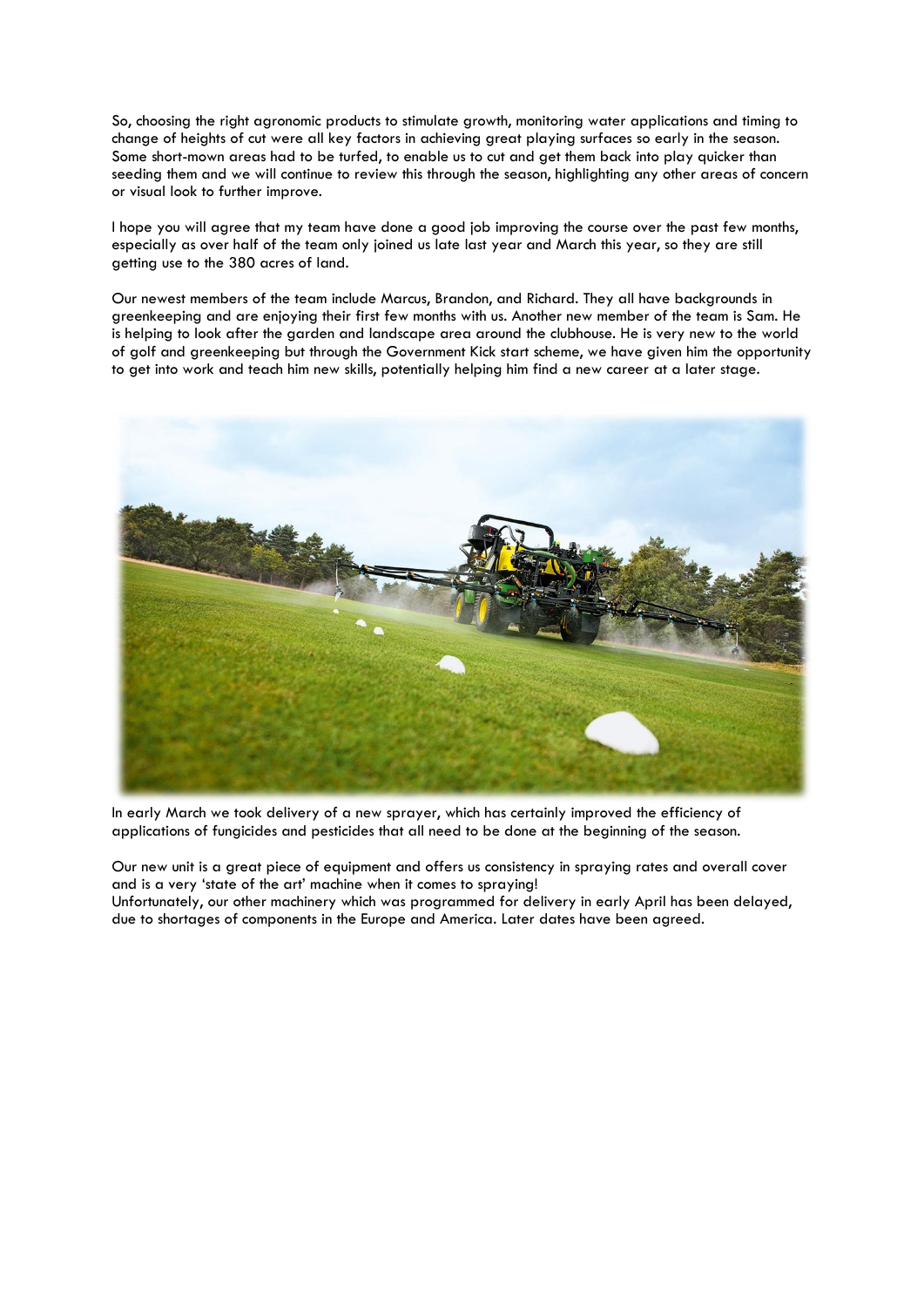So, choosing the right agronomic products to stimulate growth, monitoring water applications and timing to change of heights of cut were all key factors in achieving great playing surfaces so early in the season. Some short-mown areas had to be turfed, to enable us to cut and get them back into play quicker than seeding them and we will continue to review this through the season, highlighting any other areas of concern or visual look to further improve.

I hope you will agree that my team have done a good job improving the course over the past few months, especially as over half of the team only joined us late last year and March this year, so they are still getting use to the 380 acres of land.

Our newest members of the team include Marcus, Brandon, and Richard. They all have backgrounds in greenkeeping and are enjoying their first few months with us. Another new member of the team is Sam. He is helping to look after the garden and landscape area around the clubhouse. He is very new to the world of golf and greenkeeping but through the Government Kick start scheme, we have given him the opportunity to get into work and teach him new skills, potentially helping him find a new career at a later stage.

In early March we took delivery of a new sprayer, which has certainly improved the efficiency of applications of fungicides and pesticides that all need to be done at the beginning of the season.

Our new unit is a great piece of equipment and offers us consistency in spraying rates and overall cover and is a very 'state of the art' machine when it comes to spraying!
Unfortunately, our other machinery which was programmed for delivery in early April has been delayed, due to shortages of components in the Europe and America. Later dates have been agreed.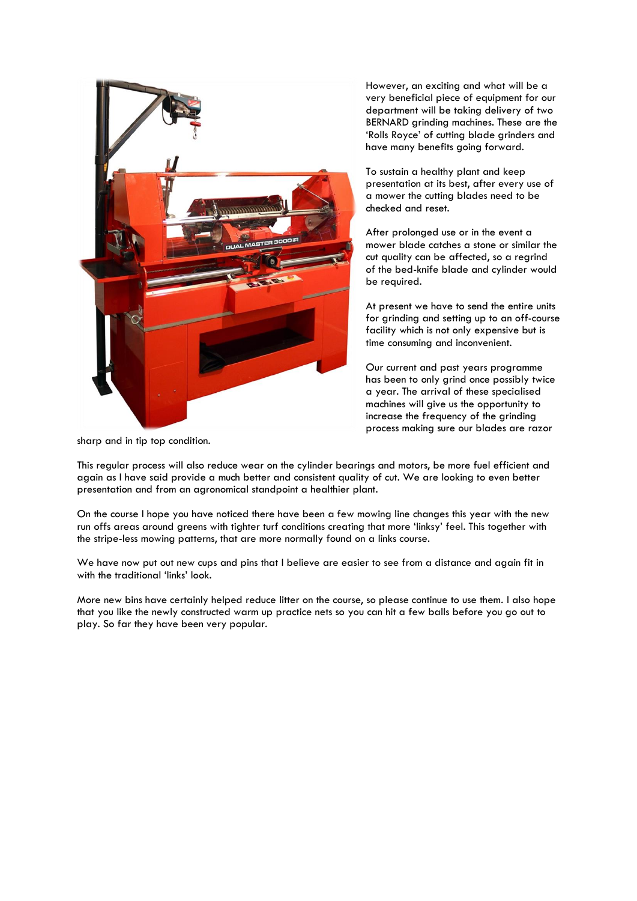However, an exciting and what will be a very beneficial piece of equipment for our department will be taking delivery of two BERNARD grinding machines. These are the 'Rolls Royce' of cutting blade grinders and have many benefits going forward.

To sustain a healthy plant and keep presentation at its best, after every use of a mower the cutting blades need to be checked and reset.

After prolonged use or in the event a mower blade catches a stone or similar the cut quality can be affected, so a regrind of the bed-knife blade and cylinder would be required.

At present we have to send the entire units for grinding and setting up to an off-course facility which is not only expensive but is time consuming and inconvenient.

Our current and past years programme has been to only grind once possibly twice a year. The arrival of these specialised machines will give us the opportunity to increase the frequency of the grinding process making sure our blades are razor sharp and in tip top condition.

This regular process will also reduce wear on the cylinder bearings and motors, be more fuel efficient and again as I have said provide a much better and consistent quality of cut. We are looking to even better presentation and from an agronomical standpoint a healthier plant.

On the course I hope you have noticed there have been a few mowing line changes this year with the new run offs areas around greens with tighter turf conditions creating that more 'linksy' feel. This together with the stripe-less mowing patterns, that are more normally found on a links course.

We have now put out new cups and pins that I believe are easier to see from a distance and again fit in with the traditional 'links' look.

More new bins have certainly helped reduce litter on the course, so please continue to use them. I also hope that you like the newly constructed warm up practice nets so you can hit a few balls before you go out to play. So far they have been very popular.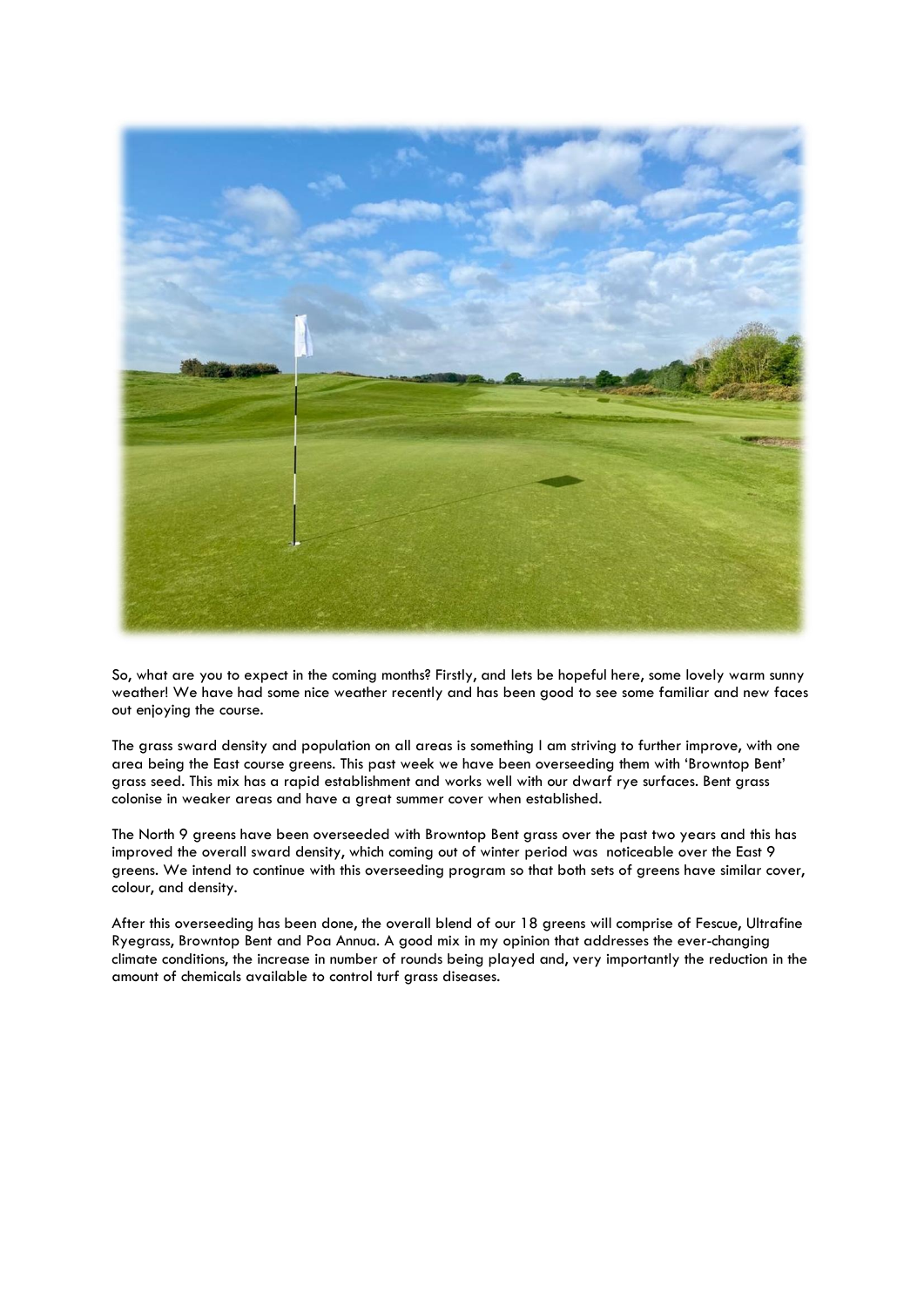So, what are you to expect in the coming months? Firstly, and lets be hopeful here, some lovely warm sunny weather! We have had some nice weather recently and has been good to see some familiar and new faces out enjoying the course.

The grass sward density and population on all areas is something I am striving to further improve, with one area being the East course greens. This past week we have been overseeding them with 'Browntop Bent' grass seed. This mix has a rapid establishment and works well with our dwarf rye surfaces. Bent grass colonise in weaker areas and have a great summer cover when established.

The North 9 greens have been overseeded with Browntop Bent grass over the past two years and this has improved the overall sward density, which coming out of winter period was noticeable over the East 9 greens. We intend to continue with this overseeding program so that both sets of greens have similar cover, colour, and density.

After this overseeding has been done, the overall blend of our 18 greens will comprise of Fescue, Ultrafine Ryegrass, Browntop Bent and Poa Annua. A good mix in my opinion that addresses the ever-changing climate conditions, the increase in number of rounds being played and, very importantly the reduction in the amount of chemicals available to control turf grass diseases.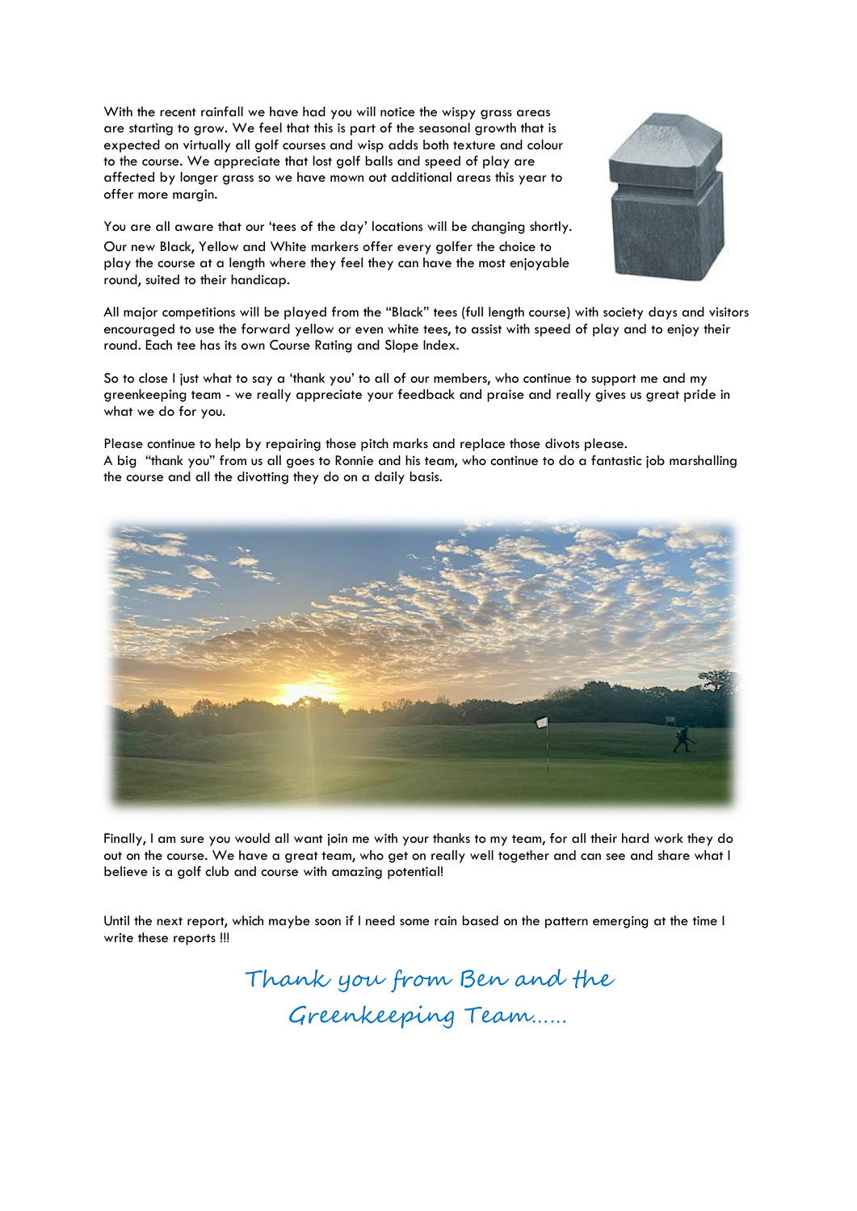With the recent rainfall we have had you will notice the wispy grass areas are starting to grow. We feel that this is part of the seasonal growth that is expected on virtually all golf courses and wisp adds both texture and colour to the course. We appreciate that lost golf balls and speed of play are affected by longer grass so we have mown out additional areas this year to offer more margin.

You are all aware that our 'tees of the day' locations will be changing shortly. Our new Black, Yellow and White markers offer every golfer the choice to play the course at a length where they feel they can have the most enjoyable round, suited to their handicap.

All major competitions will be played from the "Black" tees (full length course) with society days and visitors encouraged to use the forward yellow or even white tees, to assist with speed of play and to enjoy their round. Each tee has its own Course Rating and Slope Index.

So to close I just what to say a 'thank you' to all of our members, who continue to support me and my greenkeeping team - we really appreciate your feedback and praise and really gives us great pride in what we do for you.

Please continue to help by repairing those pitch marks and replace those divots please.
A big "thank you" from us all goes to Ronnie and his team, who continue to do a fantastic job marshalling the course and all the divotting they do on a daily basis.

Finally, I am sure you would all want join me with your thanks to my team, for all their hard work they do out on the course. We have a great team, who get on really well together and can see and share what I believe is a golf club and course with amazing potential!

Until the next report, which maybe soon if I need some rain based on the pattern emerging at the time I write these reports !!!

*Thank you from Ben and the Greenkeeping Team......*